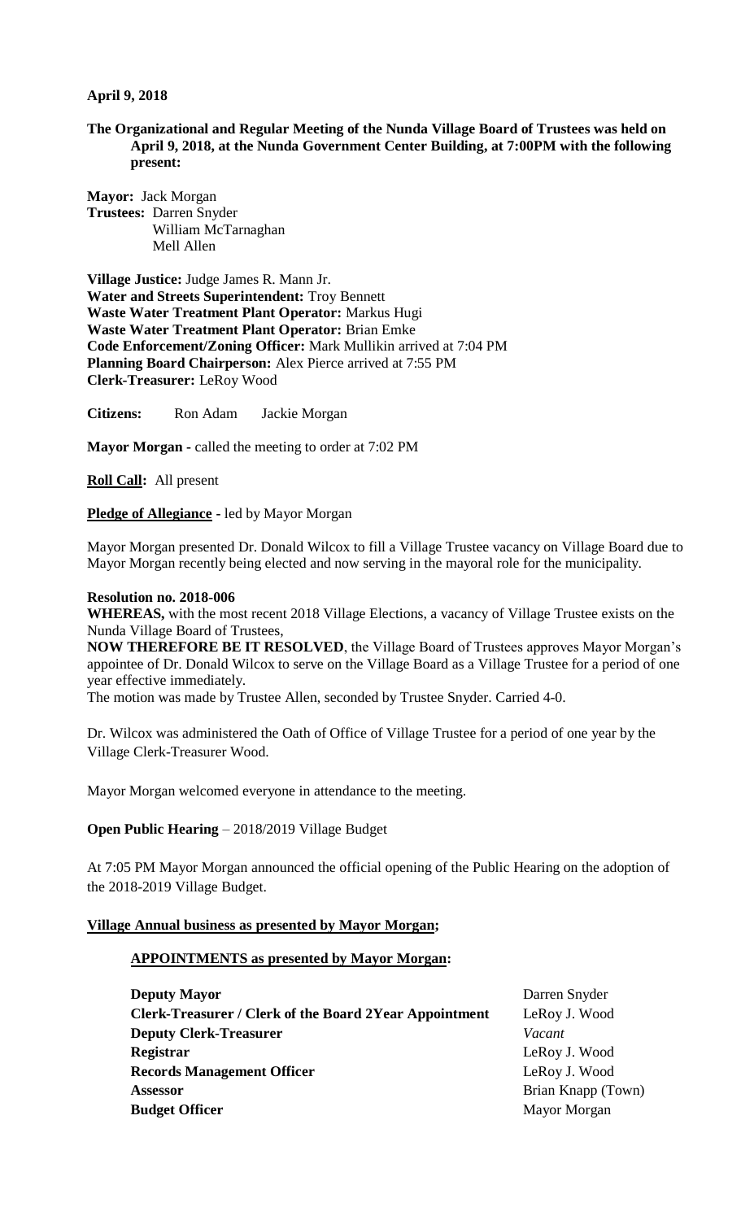**April 9, 2018**

**The Organizational and Regular Meeting of the Nunda Village Board of Trustees was held on April 9, 2018, at the Nunda Government Center Building, at 7:00PM with the following present:**

**Mayor:** Jack Morgan
**Trustees:** Darren Snyder
William McTarnaghan
Mell Allen

**Village Justice:** Judge James R. Mann Jr.
**Water and Streets Superintendent:** Troy Bennett
**Waste Water Treatment Plant Operator:** Markus Hugi
**Waste Water Treatment Plant Operator:** Brian Emke
**Code Enforcement/Zoning Officer:** Mark Mullikin arrived at 7:04 PM
**Planning Board Chairperson:** Alex Pierce arrived at 7:55 PM
**Clerk-Treasurer:** LeRoy Wood

**Citizens:** Ron Adam Jackie Morgan

**Mayor Morgan -** called the meeting to order at 7:02 PM

**Roll Call:** All present

**Pledge of Allegiance -** led by Mayor Morgan

Mayor Morgan presented Dr. Donald Wilcox to fill a Village Trustee vacancy on Village Board due to Mayor Morgan recently being elected and now serving in the mayoral role for the municipality.

**Resolution no. 2018-006**

**WHEREAS,** with the most recent 2018 Village Elections, a vacancy of Village Trustee exists on the Nunda Village Board of Trustees,

**NOW THEREFORE BE IT RESOLVED**, the Village Board of Trustees approves Mayor Morgan's appointee of Dr. Donald Wilcox to serve on the Village Board as a Village Trustee for a period of one year effective immediately.

The motion was made by Trustee Allen, seconded by Trustee Snyder. Carried 4-0.

Dr. Wilcox was administered the Oath of Office of Village Trustee for a period of one year by the Village Clerk-Treasurer Wood.

Mayor Morgan welcomed everyone in attendance to the meeting.

**Open Public Hearing** – 2018/2019 Village Budget

At 7:05 PM Mayor Morgan announced the official opening of the Public Hearing on the adoption of the 2018-2019 Village Budget.

**Village Annual business as presented by Mayor Morgan;**

**APPOINTMENTS as presented by Mayor Morgan:**

| | |
|---|---|
| **Deputy Mayor** | Darren Snyder |
| **Clerk-Treasurer / Clerk of the Board 2Year Appointment** | LeRoy J. Wood |
| **Deputy Clerk-Treasurer** | *Vacant* |
| **Registrar** | LeRoy J. Wood |
| **Records Management Officer** | LeRoy J. Wood |
| **Assessor** | Brian Knapp (Town) |
| **Budget Officer** | Mayor Morgan |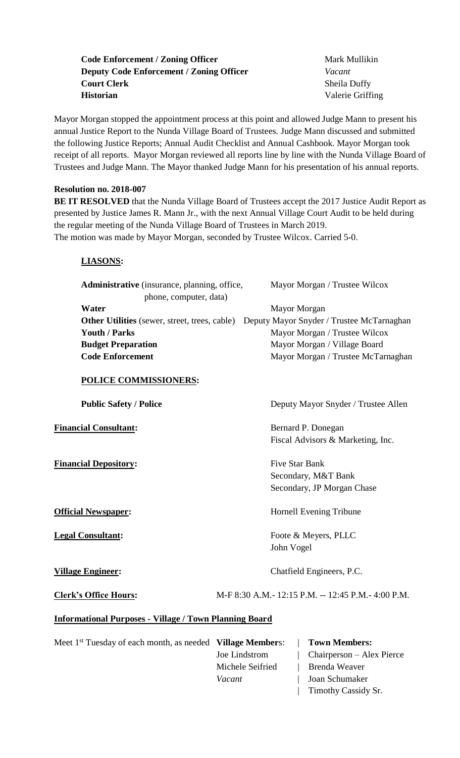| | |
|---|---|
| **Code Enforcement / Zoning Officer** | Mark Mullikin |
| **Deputy Code Enforcement / Zoning Officer** | *Vacant* |
| **Court Clerk** | Sheila Duffy |
| **Historian** | Valerie Griffing |

Mayor Morgan stopped the appointment process at this point and allowed Judge Mann to present his annual Justice Report to the Nunda Village Board of Trustees. Judge Mann discussed and submitted the following Justice Reports; Annual Audit Checklist and Annual Cashbook. Mayor Morgan took receipt of all reports. Mayor Morgan reviewed all reports line by line with the Nunda Village Board of Trustees and Judge Mann. The Mayor thanked Judge Mann for his presentation of his annual reports.

**Resolution no. 2018-007**

**BE IT RESOLVED** that the Nunda Village Board of Trustees accept the 2017 Justice Audit Report as presented by Justice James R. Mann Jr., with the next Annual Village Court Audit to be held during the regular meeting of the Nunda Village Board of Trustees in March 2019.
The motion was made by Mayor Morgan, seconded by Trustee Wilcox. Carried 5-0.

**LIASONS:**

| | |
|---|---|
| **Administrative** (insurance, planning, office, phone, computer, data) | Mayor Morgan / Trustee Wilcox |
| **Water** | Mayor Morgan |
| **Other Utilities** (sewer, street, trees, cable) | Deputy Mayor Snyder / Trustee McTarnaghan |
| **Youth / Parks** | Mayor Morgan / Trustee Wilcox |
| **Budget Preparation** | Mayor Morgan / Village Board |
| **Code Enforcement** | Mayor Morgan / Trustee McTarnaghan |

**POLICE COMMISSIONERS:**

| | |
|---|---|
| **Public Safety / Police** | Deputy Mayor Snyder / Trustee Allen |

| | |
|---|---|
| **Financial Consultant:** | Bernard P. Donegan<br>Fiscal Advisors & Marketing, Inc. |
| **Financial Depository:** | Five Star Bank<br>Secondary, M&T Bank<br>Secondary, JP Morgan Chase |
| **Official Newspaper:** | Hornell Evening Tribune |
| **Legal Consultant:** | Foote & Meyers, PLLC<br>John Vogel |
| **Village Engineer:** | Chatfield Engineers, P.C. |
| **Clerk's Office Hours:** | M-F 8:30 A.M.- 12:15 P.M. -- 12:45 P.M.- 4:00 P.M. |

**Informational Purposes - Village / Town Planning Board**

| Meet 1st Tuesday of each month, as needed | **Village Members:** | **Town Members:** |
|---|---|---|
| | Joe Lindstrom | Chairperson – Alex Pierce |
| | Michele Seifried | Brenda Weaver |
| | *Vacant* | Joan Schumaker |
| | | Timothy Cassidy Sr. |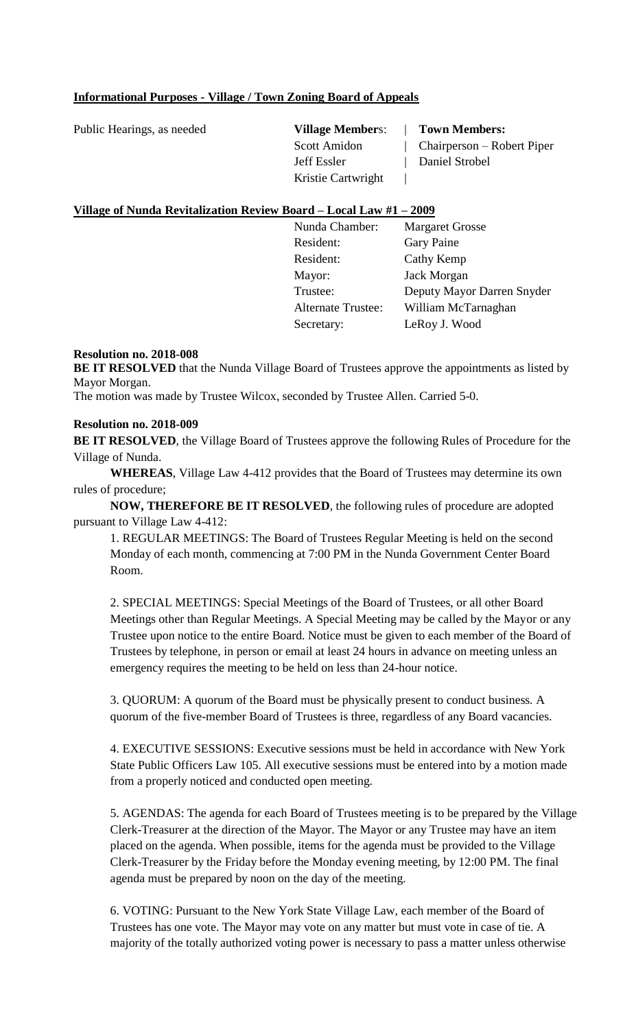**Informational Purposes - Village / Town Zoning Board of Appeals**

| Public Hearings, as needed | **Village Members**: | **Town Members:** |
|---|---|---|
| | Scott Amidon | Chairperson – Robert Piper |
| | Jeff Essler | Daniel Strobel |
| | Kristie Cartwright | |

**Village of Nunda Revitalization Review Board – Local Law #1 – 2009**

| | |
|---|---|
| Nunda Chamber: | Margaret Grosse |
| Resident: | Gary Paine |
| Resident: | Cathy Kemp |
| Mayor: | Jack Morgan |
| Trustee: | Deputy Mayor Darren Snyder |
| Alternate Trustee: | William McTarnaghan |
| Secretary: | LeRoy J. Wood |

**Resolution no. 2018-008**

**BE IT RESOLVED** that the Nunda Village Board of Trustees approve the appointments as listed by Mayor Morgan.

The motion was made by Trustee Wilcox, seconded by Trustee Allen. Carried 5-0.

**Resolution no. 2018-009**

**BE IT RESOLVED**, the Village Board of Trustees approve the following Rules of Procedure for the Village of Nunda.

**WHEREAS**, Village Law 4-412 provides that the Board of Trustees may determine its own rules of procedure;

**NOW, THEREFORE BE IT RESOLVED**, the following rules of procedure are adopted pursuant to Village Law 4-412:

1. REGULAR MEETINGS: The Board of Trustees Regular Meeting is held on the second Monday of each month, commencing at 7:00 PM in the Nunda Government Center Board Room.

2. SPECIAL MEETINGS: Special Meetings of the Board of Trustees, or all other Board Meetings other than Regular Meetings. A Special Meeting may be called by the Mayor or any Trustee upon notice to the entire Board. Notice must be given to each member of the Board of Trustees by telephone, in person or email at least 24 hours in advance on meeting unless an emergency requires the meeting to be held on less than 24-hour notice.

3. QUORUM: A quorum of the Board must be physically present to conduct business. A quorum of the five-member Board of Trustees is three, regardless of any Board vacancies.

4. EXECUTIVE SESSIONS: Executive sessions must be held in accordance with New York State Public Officers Law 105. All executive sessions must be entered into by a motion made from a properly noticed and conducted open meeting.

5. AGENDAS: The agenda for each Board of Trustees meeting is to be prepared by the Village Clerk-Treasurer at the direction of the Mayor. The Mayor or any Trustee may have an item placed on the agenda. When possible, items for the agenda must be provided to the Village Clerk-Treasurer by the Friday before the Monday evening meeting, by 12:00 PM. The final agenda must be prepared by noon on the day of the meeting.

6. VOTING: Pursuant to the New York State Village Law, each member of the Board of Trustees has one vote. The Mayor may vote on any matter but must vote in case of tie. A majority of the totally authorized voting power is necessary to pass a matter unless otherwise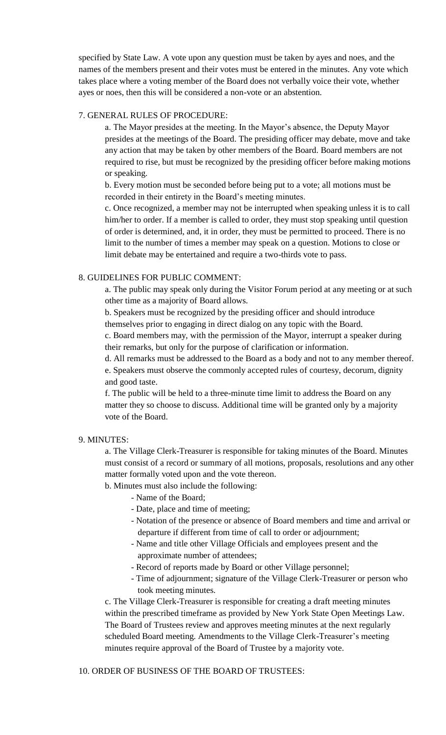specified by State Law. A vote upon any question must be taken by ayes and noes, and the names of the members present and their votes must be entered in the minutes. Any vote which takes place where a voting member of the Board does not verbally voice their vote, whether ayes or noes, then this will be considered a non-vote or an abstention.

7. GENERAL RULES OF PROCEDURE:

a. The Mayor presides at the meeting. In the Mayor's absence, the Deputy Mayor presides at the meetings of the Board. The presiding officer may debate, move and take any action that may be taken by other members of the Board. Board members are not required to rise, but must be recognized by the presiding officer before making motions or speaking.

b. Every motion must be seconded before being put to a vote; all motions must be recorded in their entirety in the Board's meeting minutes.

c. Once recognized, a member may not be interrupted when speaking unless it is to call him/her to order. If a member is called to order, they must stop speaking until question of order is determined, and, it in order, they must be permitted to proceed. There is no limit to the number of times a member may speak on a question. Motions to close or limit debate may be entertained and require a two-thirds vote to pass.

8. GUIDELINES FOR PUBLIC COMMENT:

a. The public may speak only during the Visitor Forum period at any meeting or at such other time as a majority of Board allows.

b. Speakers must be recognized by the presiding officer and should introduce themselves prior to engaging in direct dialog on any topic with the Board.

c. Board members may, with the permission of the Mayor, interrupt a speaker during their remarks, but only for the purpose of clarification or information.

d. All remarks must be addressed to the Board as a body and not to any member thereof.

e. Speakers must observe the commonly accepted rules of courtesy, decorum, dignity and good taste.

f. The public will be held to a three-minute time limit to address the Board on any matter they so choose to discuss. Additional time will be granted only by a majority vote of the Board.

9. MINUTES:

a. The Village Clerk-Treasurer is responsible for taking minutes of the Board. Minutes must consist of a record or summary of all motions, proposals, resolutions and any other matter formally voted upon and the vote thereon.

b. Minutes must also include the following:

- Name of the Board;
- Date, place and time of meeting;
- Notation of the presence or absence of Board members and time and arrival or departure if different from time of call to order or adjournment;
- Name and title other Village Officials and employees present and the approximate number of attendees;
- Record of reports made by Board or other Village personnel;
- Time of adjournment; signature of the Village Clerk-Treasurer or person who took meeting minutes.

c. The Village Clerk-Treasurer is responsible for creating a draft meeting minutes within the prescribed timeframe as provided by New York State Open Meetings Law. The Board of Trustees review and approves meeting minutes at the next regularly scheduled Board meeting. Amendments to the Village Clerk-Treasurer's meeting minutes require approval of the Board of Trustee by a majority vote.

10. ORDER OF BUSINESS OF THE BOARD OF TRUSTEES: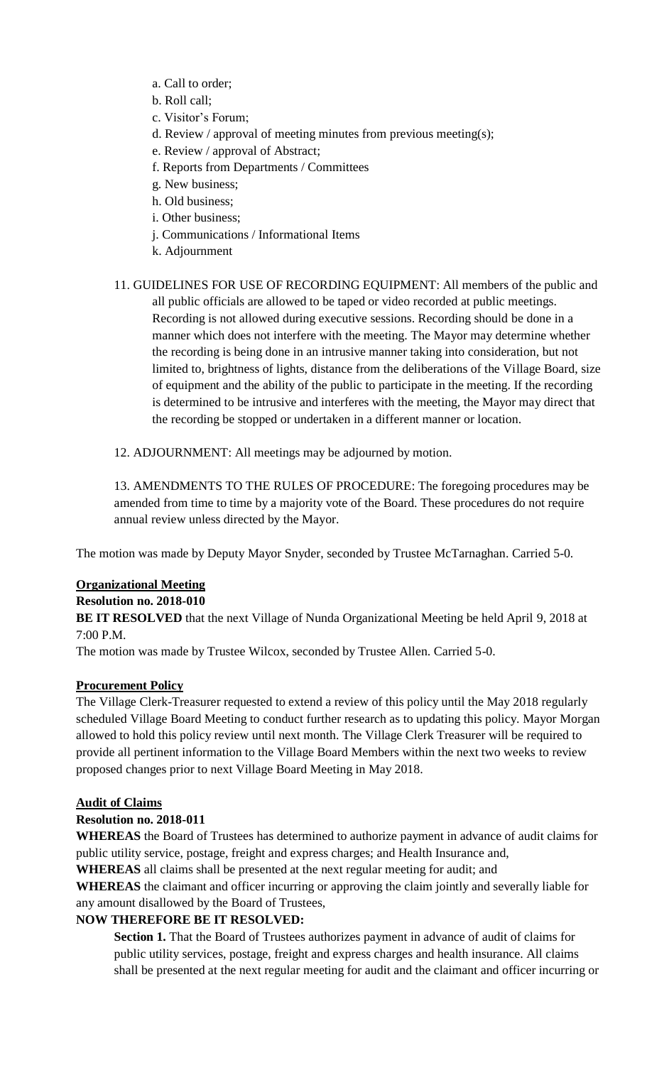a. Call to order;
b. Roll call;
c. Visitor's Forum;
d. Review / approval of meeting minutes from previous meeting(s);
e. Review / approval of Abstract;
f. Reports from Departments / Committees
g. New business;
h. Old business;
i. Other business;
j. Communications / Informational Items
k. Adjournment

11. GUIDELINES FOR USE OF RECORDING EQUIPMENT: All members of the public and all public officials are allowed to be taped or video recorded at public meetings. Recording is not allowed during executive sessions. Recording should be done in a manner which does not interfere with the meeting. The Mayor may determine whether the recording is being done in an intrusive manner taking into consideration, but not limited to, brightness of lights, distance from the deliberations of the Village Board, size of equipment and the ability of the public to participate in the meeting. If the recording is determined to be intrusive and interferes with the meeting, the Mayor may direct that the recording be stopped or undertaken in a different manner or location.

12. ADJOURNMENT: All meetings may be adjourned by motion.

13. AMENDMENTS TO THE RULES OF PROCEDURE: The foregoing procedures may be amended from time to time by a majority vote of the Board. These procedures do not require annual review unless directed by the Mayor.

The motion was made by Deputy Mayor Snyder, seconded by Trustee McTarnaghan. Carried 5-0.

**Organizational Meeting**

**Resolution no. 2018-010**

**BE IT RESOLVED** that the next Village of Nunda Organizational Meeting be held April 9, 2018 at 7:00 P.M.

The motion was made by Trustee Wilcox, seconded by Trustee Allen. Carried 5-0.

**Procurement Policy**

The Village Clerk-Treasurer requested to extend a review of this policy until the May 2018 regularly scheduled Village Board Meeting to conduct further research as to updating this policy. Mayor Morgan allowed to hold this policy review until next month. The Village Clerk Treasurer will be required to provide all pertinent information to the Village Board Members within the next two weeks to review proposed changes prior to next Village Board Meeting in May 2018.

**Audit of Claims**

**Resolution no. 2018-011**

**WHEREAS** the Board of Trustees has determined to authorize payment in advance of audit claims for public utility service, postage, freight and express charges; and Health Insurance and,

**WHEREAS** all claims shall be presented at the next regular meeting for audit; and

**WHEREAS** the claimant and officer incurring or approving the claim jointly and severally liable for any amount disallowed by the Board of Trustees,

**NOW THEREFORE BE IT RESOLVED:**

**Section 1.** That the Board of Trustees authorizes payment in advance of audit of claims for public utility services, postage, freight and express charges and health insurance. All claims shall be presented at the next regular meeting for audit and the claimant and officer incurring or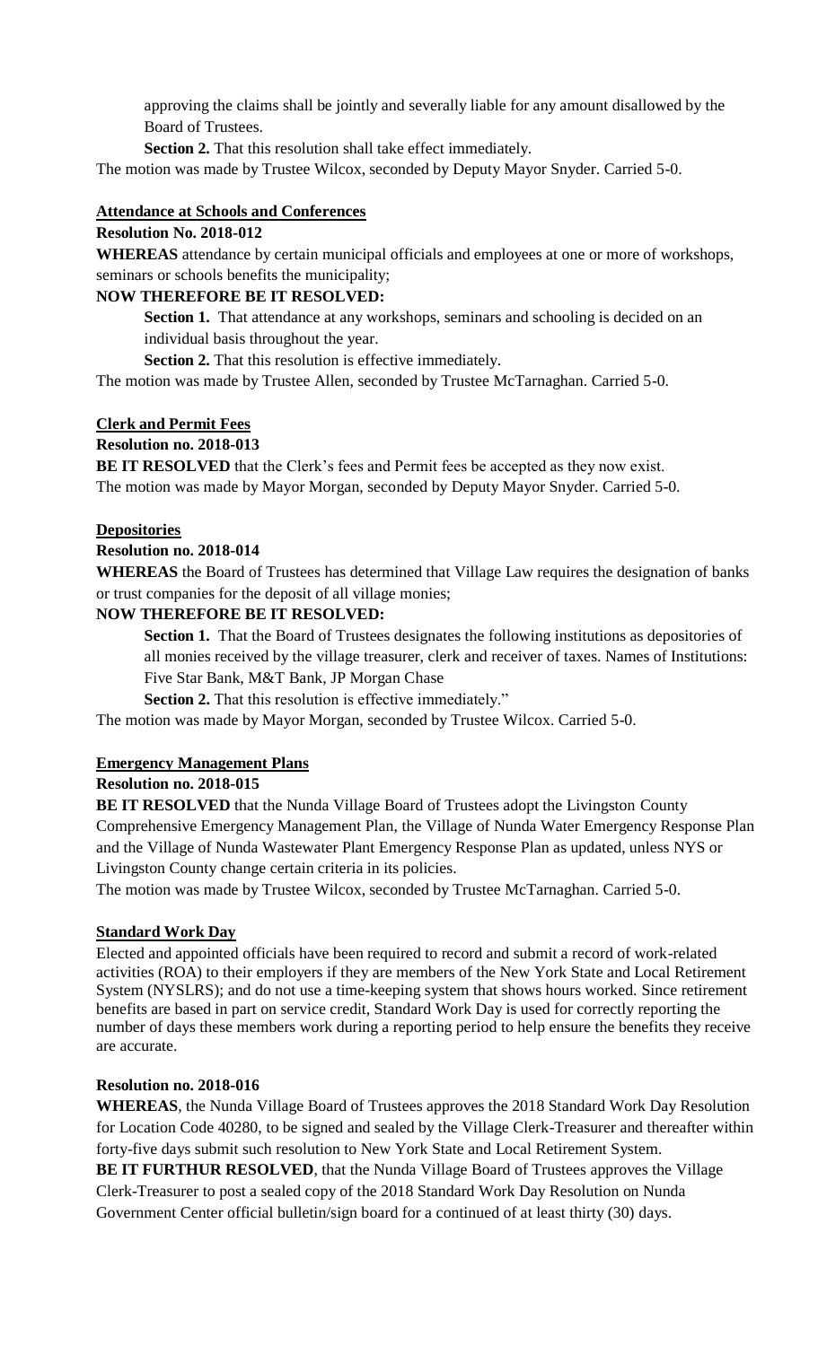approving the claims shall be jointly and severally liable for any amount disallowed by the Board of Trustees.

**Section 2.** That this resolution shall take effect immediately.

The motion was made by Trustee Wilcox, seconded by Deputy Mayor Snyder. Carried 5-0.

**Attendance at Schools and Conferences**

**Resolution No. 2018-012**

**WHEREAS** attendance by certain municipal officials and employees at one or more of workshops, seminars or schools benefits the municipality;

**NOW THEREFORE BE IT RESOLVED:**

**Section 1.** That attendance at any workshops, seminars and schooling is decided on an individual basis throughout the year.

**Section 2.** That this resolution is effective immediately.

The motion was made by Trustee Allen, seconded by Trustee McTarnaghan. Carried 5-0.

**Clerk and Permit Fees**

**Resolution no. 2018-013**

**BE IT RESOLVED** that the Clerk's fees and Permit fees be accepted as they now exist.

The motion was made by Mayor Morgan, seconded by Deputy Mayor Snyder. Carried 5-0.

**Depositories**

**Resolution no. 2018-014**

**WHEREAS** the Board of Trustees has determined that Village Law requires the designation of banks or trust companies for the deposit of all village monies;

**NOW THEREFORE BE IT RESOLVED:**

**Section 1.** That the Board of Trustees designates the following institutions as depositories of all monies received by the village treasurer, clerk and receiver of taxes. Names of Institutions: Five Star Bank, M&T Bank, JP Morgan Chase

**Section 2.** That this resolution is effective immediately."

The motion was made by Mayor Morgan, seconded by Trustee Wilcox. Carried 5-0.

**Emergency Management Plans**

**Resolution no. 2018-015**

**BE IT RESOLVED** that the Nunda Village Board of Trustees adopt the Livingston County Comprehensive Emergency Management Plan, the Village of Nunda Water Emergency Response Plan and the Village of Nunda Wastewater Plant Emergency Response Plan as updated, unless NYS or Livingston County change certain criteria in its policies.

The motion was made by Trustee Wilcox, seconded by Trustee McTarnaghan. Carried 5-0.

**Standard Work Day**

Elected and appointed officials have been required to record and submit a record of work-related activities (ROA) to their employers if they are members of the New York State and Local Retirement System (NYSLRS); and do not use a time-keeping system that shows hours worked. Since retirement benefits are based in part on service credit, Standard Work Day is used for correctly reporting the number of days these members work during a reporting period to help ensure the benefits they receive are accurate.

**Resolution no. 2018-016**

**WHEREAS**, the Nunda Village Board of Trustees approves the 2018 Standard Work Day Resolution for Location Code 40280, to be signed and sealed by the Village Clerk-Treasurer and thereafter within forty-five days submit such resolution to New York State and Local Retirement System.

**BE IT FURTHUR RESOLVED**, that the Nunda Village Board of Trustees approves the Village Clerk-Treasurer to post a sealed copy of the 2018 Standard Work Day Resolution on Nunda Government Center official bulletin/sign board for a continued of at least thirty (30) days.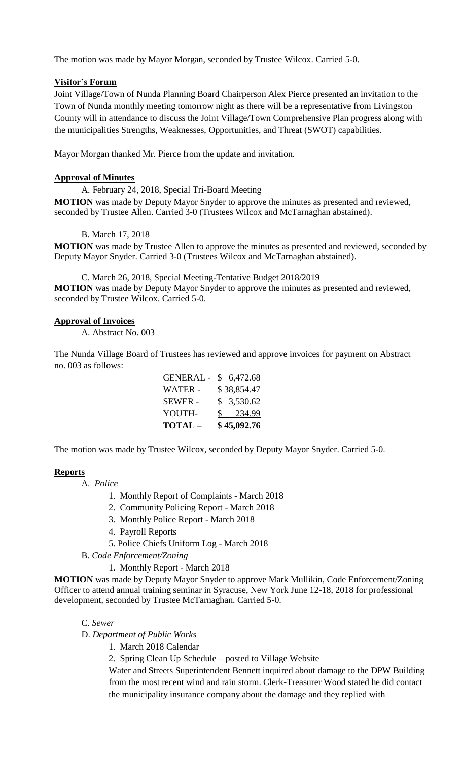The motion was made by Mayor Morgan, seconded by Trustee Wilcox. Carried 5-0.

**Visitor's Forum**

Joint Village/Town of Nunda Planning Board Chairperson Alex Pierce presented an invitation to the Town of Nunda monthly meeting tomorrow night as there will be a representative from Livingston County will in attendance to discuss the Joint Village/Town Comprehensive Plan progress along with the municipalities Strengths, Weaknesses, Opportunities, and Threat (SWOT) capabilities.

Mayor Morgan thanked Mr. Pierce from the update and invitation.

**Approval of Minutes**

A. February 24, 2018, Special Tri-Board Meeting

**MOTION** was made by Deputy Mayor Snyder to approve the minutes as presented and reviewed, seconded by Trustee Allen. Carried 3-0 (Trustees Wilcox and McTarnaghan abstained).

B. March 17, 2018

**MOTION** was made by Trustee Allen to approve the minutes as presented and reviewed, seconded by Deputy Mayor Snyder. Carried 3-0 (Trustees Wilcox and McTarnaghan abstained).

C. March 26, 2018, Special Meeting-Tentative Budget 2018/2019

**MOTION** was made by Deputy Mayor Snyder to approve the minutes as presented and reviewed, seconded by Trustee Wilcox. Carried 5-0.

**Approval of Invoices**

A. Abstract No. 003

The Nunda Village Board of Trustees has reviewed and approve invoices for payment on Abstract no. 003 as follows:

| | |
|---|---|
| GENERAL - | $ 6,472.68 |
| WATER - | $ 38,854.47 |
| SEWER - | $ 3,530.62 |
| YOUTH- | $ 234.99 |
| **TOTAL –** | **$ 45,092.76** |

The motion was made by Trustee Wilcox, seconded by Deputy Mayor Snyder. Carried 5-0.

**Reports**

A. *Police*

1. Monthly Report of Complaints - March 2018
2. Community Policing Report - March 2018
3. Monthly Police Report - March 2018
4. Payroll Reports
5. Police Chiefs Uniform Log - March 2018

B. *Code Enforcement/Zoning*

1. Monthly Report - March 2018

**MOTION** was made by Deputy Mayor Snyder to approve Mark Mullikin, Code Enforcement/Zoning Officer to attend annual training seminar in Syracuse, New York June 12-18, 2018 for professional development, seconded by Trustee McTarnaghan. Carried 5-0.

C. *Sewer*

D. *Department of Public Works*

1. March 2018 Calendar
2. Spring Clean Up Schedule – posted to Village Website

Water and Streets Superintendent Bennett inquired about damage to the DPW Building from the most recent wind and rain storm. Clerk-Treasurer Wood stated he did contact the municipality insurance company about the damage and they replied with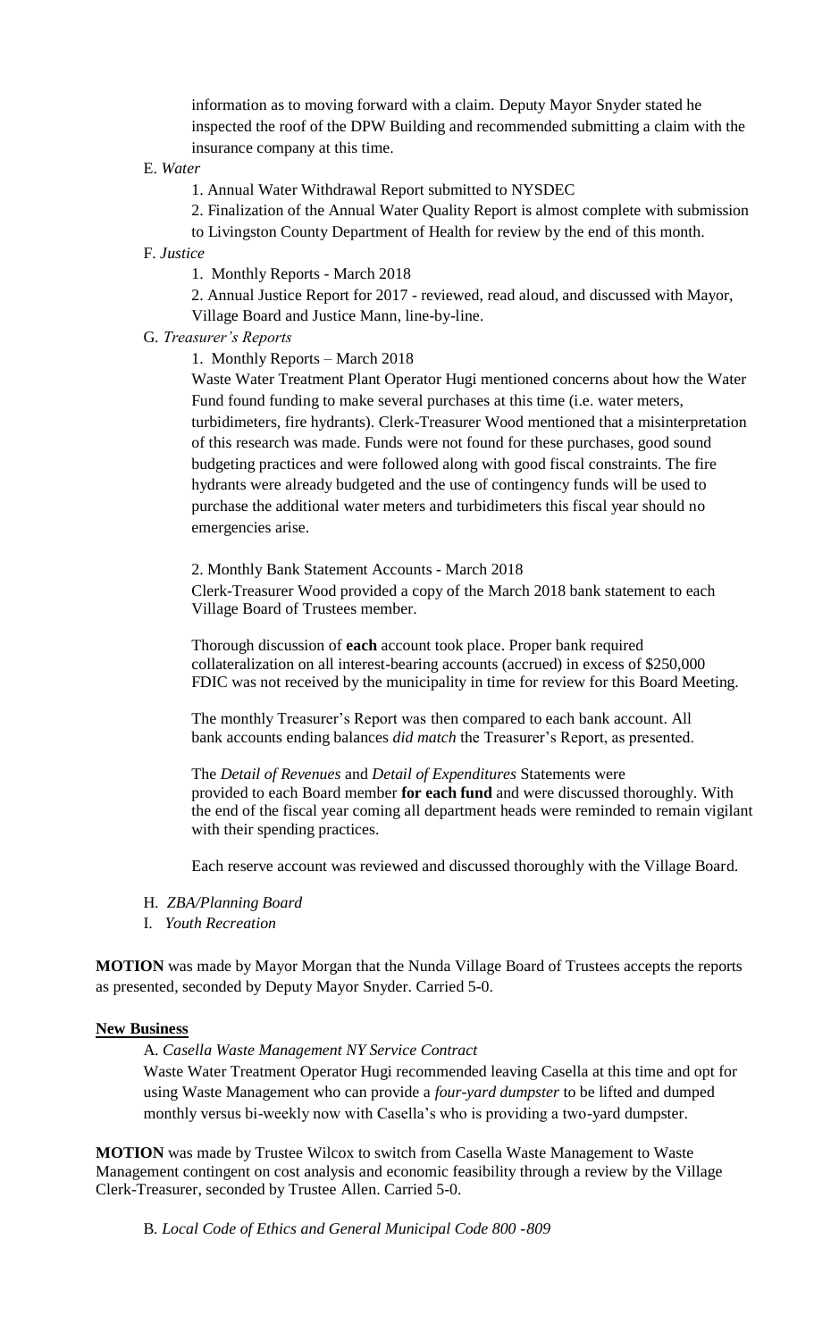information as to moving forward with a claim. Deputy Mayor Snyder stated he inspected the roof of the DPW Building and recommended submitting a claim with the insurance company at this time.

E. *Water*

1. Annual Water Withdrawal Report submitted to NYSDEC
2. Finalization of the Annual Water Quality Report is almost complete with submission to Livingston County Department of Health for review by the end of this month.

F. *Justice*

1. Monthly Reports - March 2018
2. Annual Justice Report for 2017 - reviewed, read aloud, and discussed with Mayor, Village Board and Justice Mann, line-by-line.

G. *Treasurer's Reports*

1. Monthly Reports – March 2018

Waste Water Treatment Plant Operator Hugi mentioned concerns about how the Water Fund found funding to make several purchases at this time (i.e. water meters, turbidimeters, fire hydrants). Clerk-Treasurer Wood mentioned that a misinterpretation of this research was made. Funds were not found for these purchases, good sound budgeting practices and were followed along with good fiscal constraints. The fire hydrants were already budgeted and the use of contingency funds will be used to purchase the additional water meters and turbidimeters this fiscal year should no emergencies arise.

2. Monthly Bank Statement Accounts - March 2018

Clerk-Treasurer Wood provided a copy of the March 2018 bank statement to each Village Board of Trustees member.

Thorough discussion of **each** account took place. Proper bank required collateralization on all interest-bearing accounts (accrued) in excess of $250,000 FDIC was not received by the municipality in time for review for this Board Meeting.

The monthly Treasurer's Report was then compared to each bank account. All bank accounts ending balances *did match* the Treasurer's Report, as presented.

The *Detail of Revenues* and *Detail of Expenditures* Statements were provided to each Board member **for each fund** and were discussed thoroughly. With the end of the fiscal year coming all department heads were reminded to remain vigilant with their spending practices.

Each reserve account was reviewed and discussed thoroughly with the Village Board.

H. *ZBA/Planning Board*

I. *Youth Recreation*

**MOTION** was made by Mayor Morgan that the Nunda Village Board of Trustees accepts the reports as presented, seconded by Deputy Mayor Snyder. Carried 5-0.

**New Business**

A. *Casella Waste Management NY Service Contract*

Waste Water Treatment Operator Hugi recommended leaving Casella at this time and opt for using Waste Management who can provide a *four-yard dumpster* to be lifted and dumped monthly versus bi-weekly now with Casella's who is providing a two-yard dumpster.

**MOTION** was made by Trustee Wilcox to switch from Casella Waste Management to Waste Management contingent on cost analysis and economic feasibility through a review by the Village Clerk-Treasurer, seconded by Trustee Allen. Carried 5-0.

B. *Local Code of Ethics and General Municipal Code 800 -809*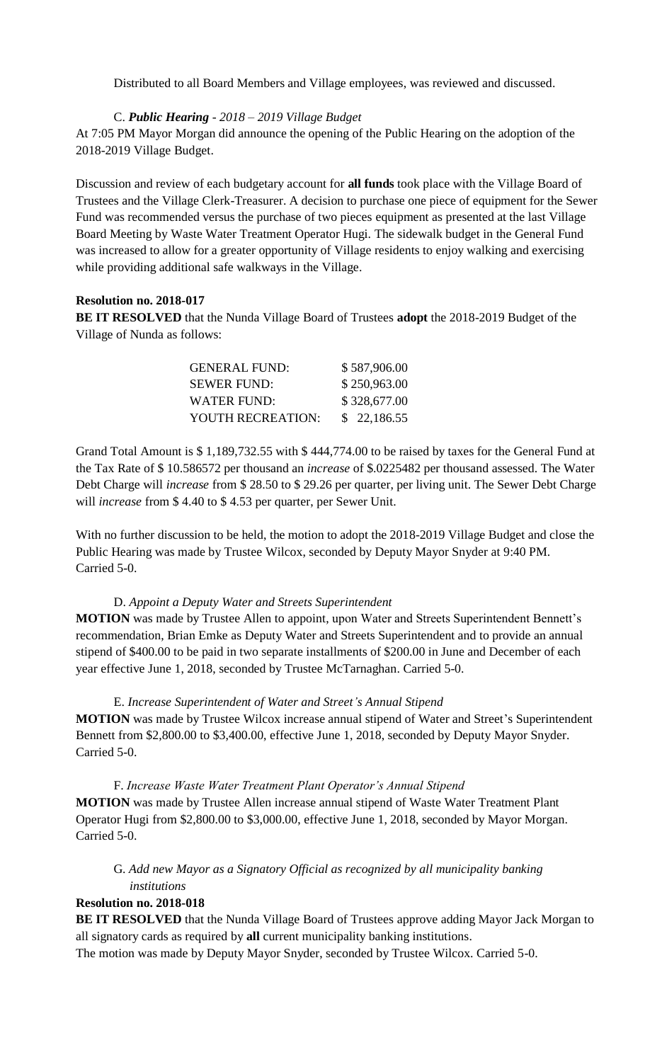Distributed to all Board Members and Village employees, was reviewed and discussed.

C. ***Public Hearing** - 2018 – 2019 Village Budget*

At 7:05 PM Mayor Morgan did announce the opening of the Public Hearing on the adoption of the 2018-2019 Village Budget.

Discussion and review of each budgetary account for **all funds** took place with the Village Board of Trustees and the Village Clerk-Treasurer. A decision to purchase one piece of equipment for the Sewer Fund was recommended versus the purchase of two pieces equipment as presented at the last Village Board Meeting by Waste Water Treatment Operator Hugi. The sidewalk budget in the General Fund was increased to allow for a greater opportunity of Village residents to enjoy walking and exercising while providing additional safe walkways in the Village.

**Resolution no. 2018-017**

**BE IT RESOLVED** that the Nunda Village Board of Trustees **adopt** the 2018-2019 Budget of the Village of Nunda as follows:

| | |
|---|---|
| GENERAL FUND: | \$ 587,906.00 |
| SEWER FUND: | \$ 250,963.00 |
| WATER FUND: | \$ 328,677.00 |
| YOUTH RECREATION: | \$ 22,186.55 |

Grand Total Amount is \$ 1,189,732.55 with \$ 444,774.00 to be raised by taxes for the General Fund at the Tax Rate of \$ 10.586572 per thousand an *increase* of \$.0225482 per thousand assessed. The Water Debt Charge will *increase* from \$ 28.50 to \$ 29.26 per quarter, per living unit. The Sewer Debt Charge will *increase* from \$ 4.40 to \$ 4.53 per quarter, per Sewer Unit.

With no further discussion to be held, the motion to adopt the 2018-2019 Village Budget and close the Public Hearing was made by Trustee Wilcox, seconded by Deputy Mayor Snyder at 9:40 PM. Carried 5-0.

D. *Appoint a Deputy Water and Streets Superintendent*

**MOTION** was made by Trustee Allen to appoint, upon Water and Streets Superintendent Bennett's recommendation, Brian Emke as Deputy Water and Streets Superintendent and to provide an annual stipend of \$400.00 to be paid in two separate installments of \$200.00 in June and December of each year effective June 1, 2018, seconded by Trustee McTarnaghan. Carried 5-0.

E. *Increase Superintendent of Water and Street's Annual Stipend*

**MOTION** was made by Trustee Wilcox increase annual stipend of Water and Street's Superintendent Bennett from \$2,800.00 to \$3,400.00, effective June 1, 2018, seconded by Deputy Mayor Snyder. Carried 5-0.

F. *Increase Waste Water Treatment Plant Operator's Annual Stipend*

**MOTION** was made by Trustee Allen increase annual stipend of Waste Water Treatment Plant Operator Hugi from \$2,800.00 to \$3,000.00, effective June 1, 2018, seconded by Mayor Morgan. Carried 5-0.

G. *Add new Mayor as a Signatory Official as recognized by all municipality banking institutions*

**Resolution no. 2018-018**

**BE IT RESOLVED** that the Nunda Village Board of Trustees approve adding Mayor Jack Morgan to all signatory cards as required by **all** current municipality banking institutions.

The motion was made by Deputy Mayor Snyder, seconded by Trustee Wilcox. Carried 5-0.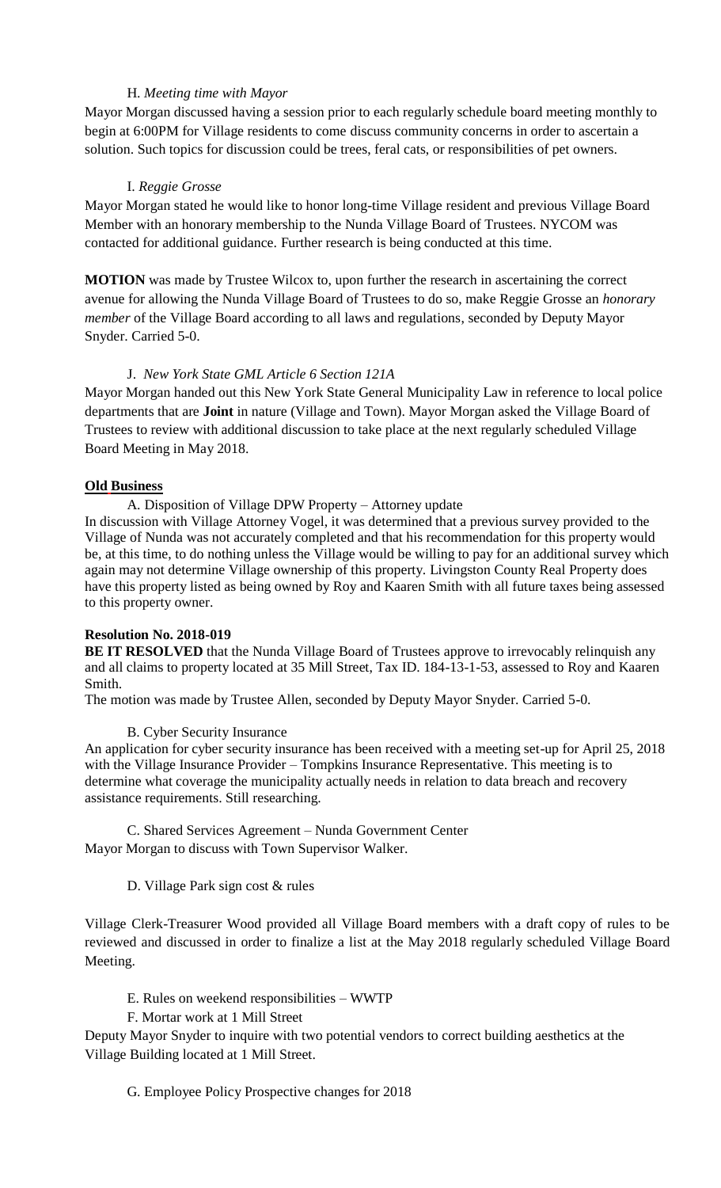H. *Meeting time with Mayor*

Mayor Morgan discussed having a session prior to each regularly schedule board meeting monthly to begin at 6:00PM for Village residents to come discuss community concerns in order to ascertain a solution. Such topics for discussion could be trees, feral cats, or responsibilities of pet owners.

I. *Reggie Grosse*

Mayor Morgan stated he would like to honor long-time Village resident and previous Village Board Member with an honorary membership to the Nunda Village Board of Trustees. NYCOM was contacted for additional guidance. Further research is being conducted at this time.

**MOTION** was made by Trustee Wilcox to, upon further the research in ascertaining the correct avenue for allowing the Nunda Village Board of Trustees to do so, make Reggie Grosse an *honorary member* of the Village Board according to all laws and regulations, seconded by Deputy Mayor Snyder. Carried 5-0.

J. *New York State GML Article 6 Section 121A*

Mayor Morgan handed out this New York State General Municipality Law in reference to local police departments that are **Joint** in nature (Village and Town). Mayor Morgan asked the Village Board of Trustees to review with additional discussion to take place at the next regularly scheduled Village Board Meeting in May 2018.

## Old Business

A. Disposition of Village DPW Property – Attorney update

In discussion with Village Attorney Vogel, it was determined that a previous survey provided to the Village of Nunda was not accurately completed and that his recommendation for this property would be, at this time, to do nothing unless the Village would be willing to pay for an additional survey which again may not determine Village ownership of this property. Livingston County Real Property does have this property listed as being owned by Roy and Kaaren Smith with all future taxes being assessed to this property owner.

**Resolution No. 2018-019**

**BE IT RESOLVED** that the Nunda Village Board of Trustees approve to irrevocably relinquish any and all claims to property located at 35 Mill Street, Tax ID. 184-13-1-53, assessed to Roy and Kaaren Smith.

The motion was made by Trustee Allen, seconded by Deputy Mayor Snyder. Carried 5-0.

B. Cyber Security Insurance

An application for cyber security insurance has been received with a meeting set-up for April 25, 2018 with the Village Insurance Provider – Tompkins Insurance Representative. This meeting is to determine what coverage the municipality actually needs in relation to data breach and recovery assistance requirements. Still researching.

C. Shared Services Agreement – Nunda Government Center

Mayor Morgan to discuss with Town Supervisor Walker.

D. Village Park sign cost & rules

Village Clerk-Treasurer Wood provided all Village Board members with a draft copy of rules to be reviewed and discussed in order to finalize a list at the May 2018 regularly scheduled Village Board Meeting.

E. Rules on weekend responsibilities – WWTP

F. Mortar work at 1 Mill Street

Deputy Mayor Snyder to inquire with two potential vendors to correct building aesthetics at the Village Building located at 1 Mill Street.

G. Employee Policy Prospective changes for 2018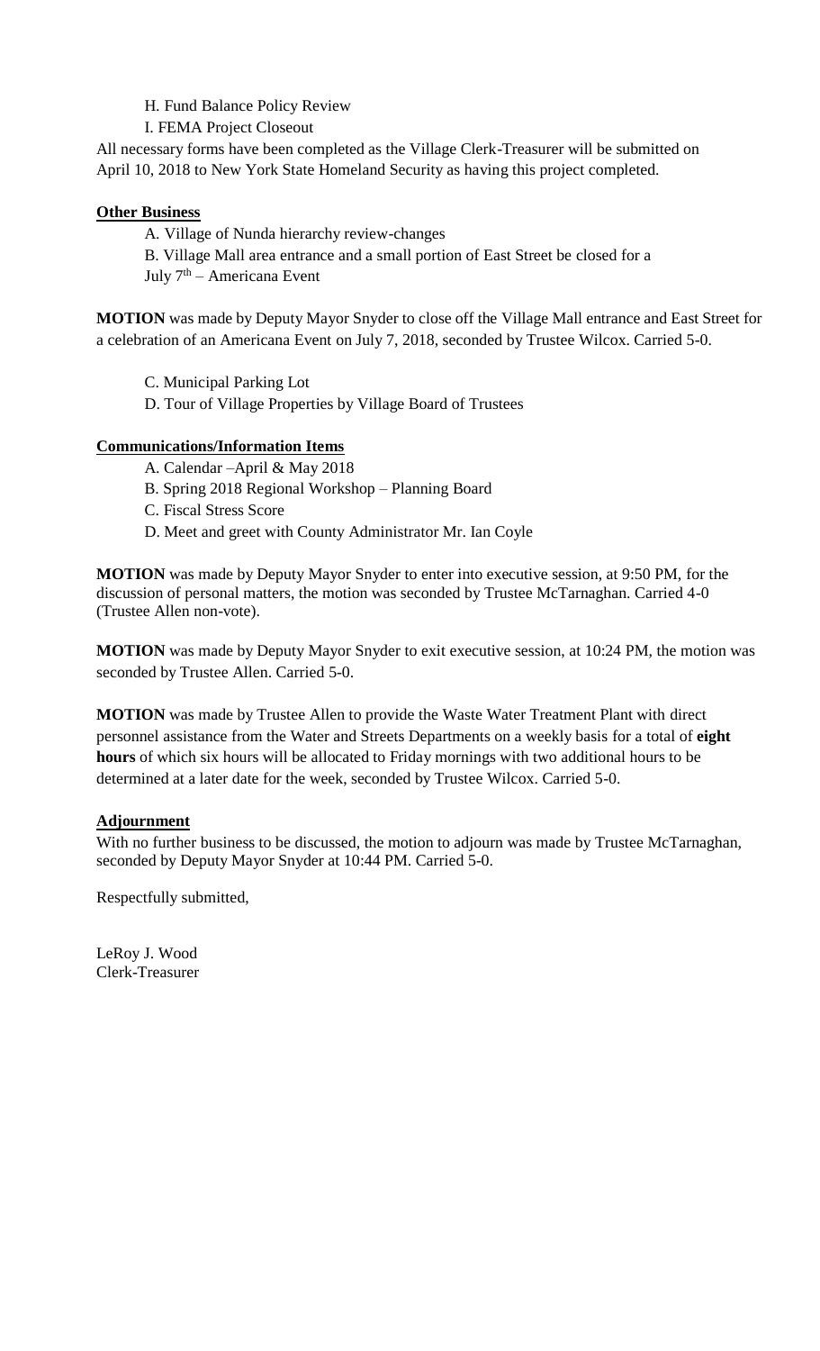H. Fund Balance Policy Review

I. FEMA Project Closeout

All necessary forms have been completed as the Village Clerk-Treasurer will be submitted on April 10, 2018 to New York State Homeland Security as having this project completed.

**Other Business**

A. Village of Nunda hierarchy review-changes

B. Village Mall area entrance and a small portion of East Street be closed for a July 7th – Americana Event

**MOTION** was made by Deputy Mayor Snyder to close off the Village Mall entrance and East Street for a celebration of an Americana Event on July 7, 2018, seconded by Trustee Wilcox. Carried 5-0.

C. Municipal Parking Lot

D. Tour of Village Properties by Village Board of Trustees

**Communications/Information Items**

A. Calendar –April & May 2018

B. Spring 2018 Regional Workshop – Planning Board

C. Fiscal Stress Score

D. Meet and greet with County Administrator Mr. Ian Coyle

**MOTION** was made by Deputy Mayor Snyder to enter into executive session, at 9:50 PM, for the discussion of personal matters, the motion was seconded by Trustee McTarnaghan. Carried 4-0 (Trustee Allen non-vote).

**MOTION** was made by Deputy Mayor Snyder to exit executive session, at 10:24 PM, the motion was seconded by Trustee Allen. Carried 5-0.

**MOTION** was made by Trustee Allen to provide the Waste Water Treatment Plant with direct personnel assistance from the Water and Streets Departments on a weekly basis for a total of **eight hours** of which six hours will be allocated to Friday mornings with two additional hours to be determined at a later date for the week, seconded by Trustee Wilcox. Carried 5-0.

**Adjournment**

With no further business to be discussed, the motion to adjourn was made by Trustee McTarnaghan, seconded by Deputy Mayor Snyder at 10:44 PM. Carried 5-0.

Respectfully submitted,

LeRoy J. Wood
Clerk-Treasurer